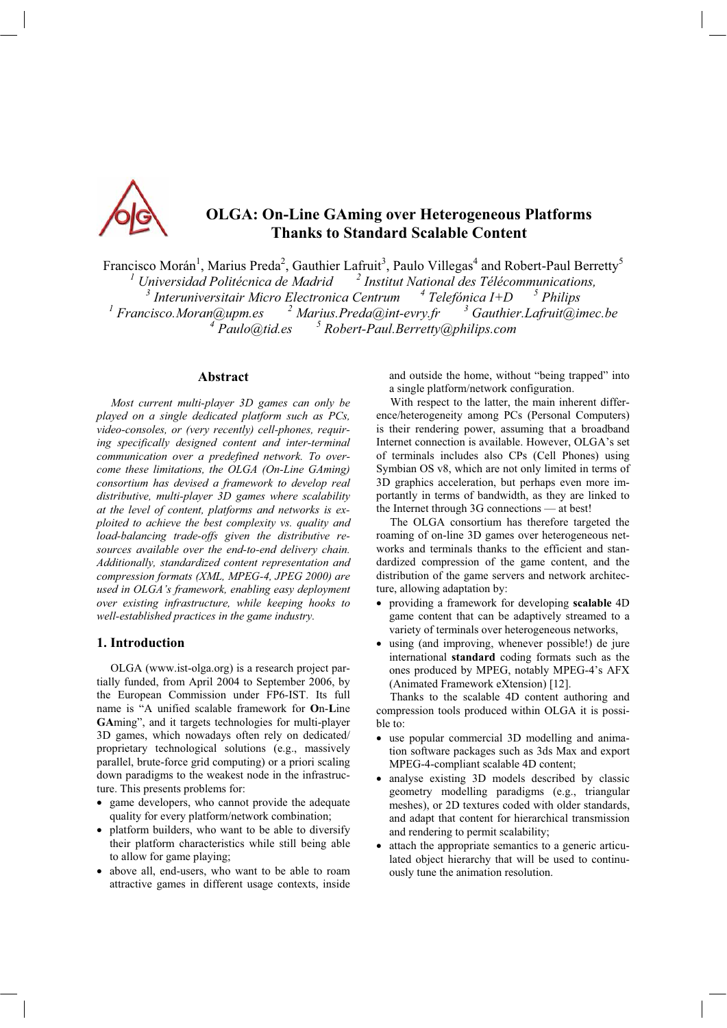# OLGA: On-Line GAming over Heterogeneous Platforms Thanks to Standard Scalable Content

Francisco Morán[1], Marius Preda[2], Gauthier Lafruit[3], Paulo Villegas[4] and Robert-Paul Berretty[5]

[1] *Universidad Politécnica de Madrid* [2] *Institut National des Télécommunications,*
[3] *Interuniversitair Micro Electronica Centrum* [4] *Telefónica I+D* [5] *Philips*
[1] *Francisco.Moran@upm.es* [2] *Marius.Preda@int-evry.fr* [3] *Gauthier.Lafruit@imec.be*
[4] *Paulo@tid.es* [5] *Robert-Paul.Berretty@philips.com*

## Abstract

*Most current multi-player 3D games can only be played on a single dedicated platform such as PCs, video-consoles, or (very recently) cell-phones, requiring specifically designed content and inter-terminal communication over a predefined network. To overcome these limitations, the OLGA (On-Line GAming) consortium has devised a framework to develop real distributive, multi-player 3D games where scalability at the level of content, platforms and networks is exploited to achieve the best complexity vs. quality and load-balancing trade-offs given the distributive resources available over the end-to-end delivery chain. Additionally, standardized content representation and compression formats (XML, MPEG-4, JPEG 2000) are used in OLGA's framework, enabling easy deployment over existing infrastructure, while keeping hooks to well-established practices in the game industry.*

## 1. Introduction

OLGA (www.ist-olga.org) is a research project partially funded, from April 2004 to September 2006, by the European Commission under FP6-IST. Its full name is "A unified scalable framework for **O**n-**L**ine **GA**ming", and it targets technologies for multi-player 3D games, which nowadays often rely on dedicated/ proprietary technological solutions (e.g., massively parallel, brute-force grid computing) or a priori scaling down paradigms to the weakest node in the infrastructure. This presents problems for:

- game developers, who cannot provide the adequate quality for every platform/network combination;
- platform builders, who want to be able to diversify their platform characteristics while still being able to allow for game playing;
- above all, end-users, who want to be able to roam attractive games in different usage contexts, inside and outside the home, without "being trapped" into a single platform/network configuration.

With respect to the latter, the main inherent difference/heterogeneity among PCs (Personal Computers) is their rendering power, assuming that a broadband Internet connection is available. However, OLGA's set of terminals includes also CPs (Cell Phones) using Symbian OS v8, which are not only limited in terms of 3D graphics acceleration, but perhaps even more importantly in terms of bandwidth, as they are linked to the Internet through 3G connections — at best!

The OLGA consortium has therefore targeted the roaming of on-line 3D games over heterogeneous networks and terminals thanks to the efficient and standardized compression of the game content, and the distribution of the game servers and network architecture, allowing adaptation by:

- providing a framework for developing **scalable** 4D game content that can be adaptively streamed to a variety of terminals over heterogeneous networks,
- using (and improving, whenever possible!) de jure international **standard** coding formats such as the ones produced by MPEG, notably MPEG-4's AFX (Animated Framework eXtension) [12].

Thanks to the scalable 4D content authoring and compression tools produced within OLGA it is possible to:

- use popular commercial 3D modelling and animation software packages such as 3ds Max and export MPEG-4-compliant scalable 4D content;
- analyse existing 3D models described by classic geometry modelling paradigms (e.g., triangular meshes), or 2D textures coded with older standards, and adapt that content for hierarchical transmission and rendering to permit scalability;
- attach the appropriate semantics to a generic articulated object hierarchy that will be used to continuously tune the animation resolution.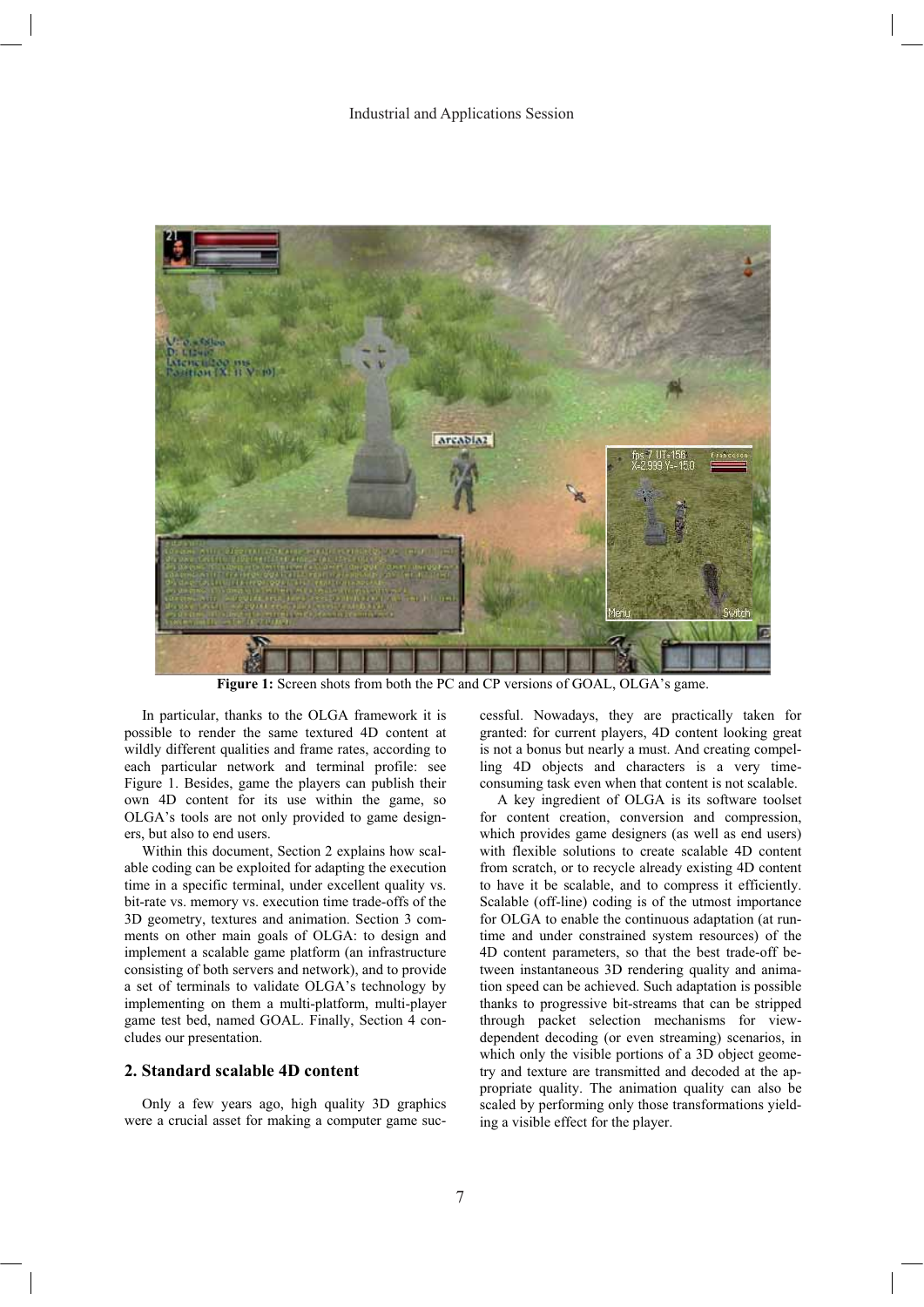**Figure 1:** Screen shots from both the PC and CP versions of GOAL, OLGA's game.

In particular, thanks to the OLGA framework it is possible to render the same textured 4D content at wildly different qualities and frame rates, according to each particular network and terminal profile: see Figure 1. Besides, game the players can publish their own 4D content for its use within the game, so OLGA's tools are not only provided to game designers, but also to end users.

Within this document, Section 2 explains how scalable coding can be exploited for adapting the execution time in a specific terminal, under excellent quality vs. bit-rate vs. memory vs. execution time trade-offs of the 3D geometry, textures and animation. Section 3 comments on other main goals of OLGA: to design and implement a scalable game platform (an infrastructure consisting of both servers and network), and to provide a set of terminals to validate OLGA's technology by implementing on them a multi-platform, multi-player game test bed, named GOAL. Finally, Section 4 concludes our presentation.

## 2. Standard scalable 4D content

Only a few years ago, high quality 3D graphics were a crucial asset for making a computer game successful. Nowadays, they are practically taken for granted: for current players, 4D content looking great is not a bonus but nearly a must. And creating compelling 4D objects and characters is a very time-consuming task even when that content is not scalable.

A key ingredient of OLGA is its software toolset for content creation, conversion and compression, which provides game designers (as well as end users) with flexible solutions to create scalable 4D content from scratch, or to recycle already existing 4D content to have it be scalable, and to compress it efficiently. Scalable (off-line) coding is of the utmost importance for OLGA to enable the continuous adaptation (at runtime and under constrained system resources) of the 4D content parameters, so that the best trade-off between instantaneous 3D rendering quality and animation speed can be achieved. Such adaptation is possible thanks to progressive bit-streams that can be stripped through packet selection mechanisms for view-dependent decoding (or even streaming) scenarios, in which only the visible portions of a 3D object geometry and texture are transmitted and decoded at the appropriate quality. The animation quality can also be scaled by performing only those transformations yielding a visible effect for the player.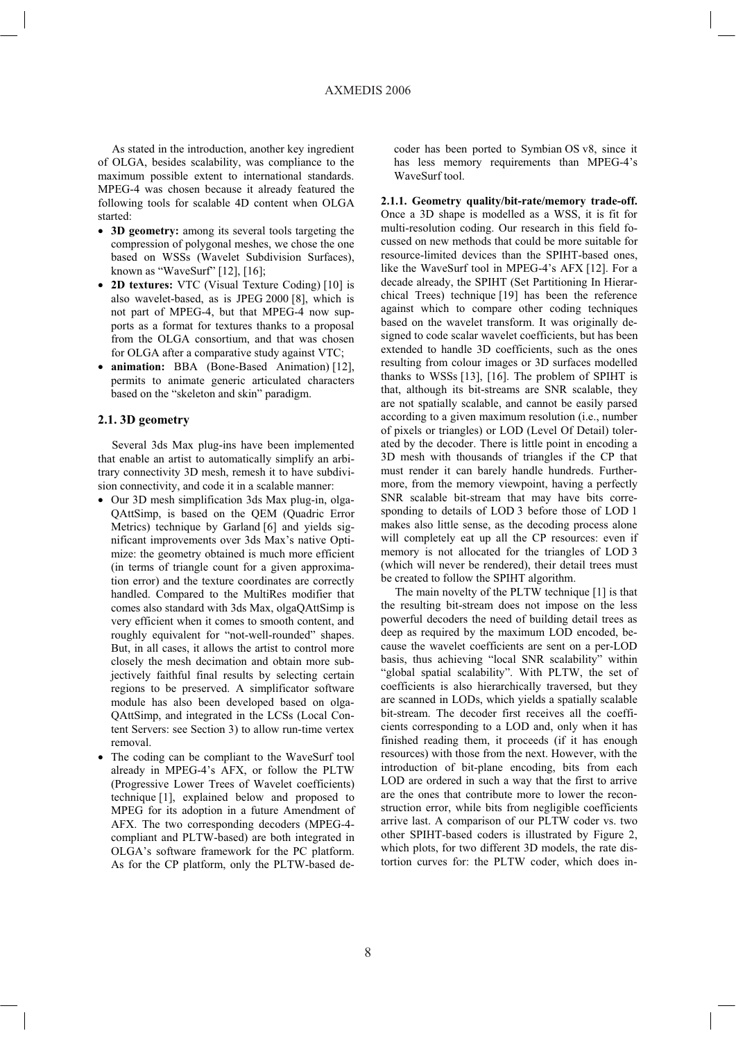As stated in the introduction, another key ingredient of OLGA, besides scalability, was compliance to the maximum possible extent to international standards. MPEG-4 was chosen because it already featured the following tools for scalable 4D content when OLGA started:

- **3D geometry:** among its several tools targeting the compression of polygonal meshes, we chose the one based on WSSs (Wavelet Subdivision Surfaces), known as "WaveSurf" [12], [16];
- **2D textures:** VTC (Visual Texture Coding) [10] is also wavelet-based, as is JPEG 2000 [8], which is not part of MPEG-4, but that MPEG-4 now supports as a format for textures thanks to a proposal from the OLGA consortium, and that was chosen for OLGA after a comparative study against VTC;
- **animation:** BBA (Bone-Based Animation) [12], permits to animate generic articulated characters based on the "skeleton and skin" paradigm.

### 2.1. 3D geometry

Several 3ds Max plug-ins have been implemented that enable an artist to automatically simplify an arbitrary connectivity 3D mesh, remesh it to have subdivision connectivity, and code it in a scalable manner:

- Our 3D mesh simplification 3ds Max plug-in, olgaQAttSimp, is based on the QEM (Quadric Error Metrics) technique by Garland [6] and yields significant improvements over 3ds Max's native Optimize: the geometry obtained is much more efficient (in terms of triangle count for a given approximation error) and the texture coordinates are correctly handled. Compared to the MultiRes modifier that comes also standard with 3ds Max, olgaQAttSimp is very efficient when it comes to smooth content, and roughly equivalent for "not-well-rounded" shapes. But, in all cases, it allows the artist to control more closely the mesh decimation and obtain more subjectively faithful final results by selecting certain regions to be preserved. A simplificator software module has also been developed based on olgaQAttSimp, and integrated in the LCSs (Local Content Servers: see Section 3) to allow run-time vertex removal.
- The coding can be compliant to the WaveSurf tool already in MPEG-4's AFX, or follow the PLTW (Progressive Lower Trees of Wavelet coefficients) technique [1], explained below and proposed to MPEG for its adoption in a future Amendment of AFX. The two corresponding decoders (MPEG-4-compliant and PLTW-based) are both integrated in OLGA's software framework for the PC platform. As for the CP platform, only the PLTW-based decoder has been ported to Symbian OS v8, since it has less memory requirements than MPEG-4's WaveSurf tool.

**2.1.1. Geometry quality/bit-rate/memory trade-off.** Once a 3D shape is modelled as a WSS, it is fit for multi-resolution coding. Our research in this field focussed on new methods that could be more suitable for resource-limited devices than the SPIHT-based ones, like the WaveSurf tool in MPEG-4's AFX [12]. For a decade already, the SPIHT (Set Partitioning In Hierarchical Trees) technique [19] has been the reference against which to compare other coding techniques based on the wavelet transform. It was originally designed to code scalar wavelet coefficients, but has been extended to handle 3D coefficients, such as the ones resulting from colour images or 3D surfaces modelled thanks to WSSs [13], [16]. The problem of SPIHT is that, although its bit-streams are SNR scalable, they are not spatially scalable, and cannot be easily parsed according to a given maximum resolution (i.e., number of pixels or triangles) or LOD (Level Of Detail) tolerated by the decoder. There is little point in encoding a 3D mesh with thousands of triangles if the CP that must render it can barely handle hundreds. Furthermore, from the memory viewpoint, having a perfectly SNR scalable bit-stream that may have bits corresponding to details of LOD 3 before those of LOD 1 makes also little sense, as the decoding process alone will completely eat up all the CP resources: even if memory is not allocated for the triangles of LOD 3 (which will never be rendered), their detail trees must be created to follow the SPIHT algorithm.

The main novelty of the PLTW technique [1] is that the resulting bit-stream does not impose on the less powerful decoders the need of building detail trees as deep as required by the maximum LOD encoded, because the wavelet coefficients are sent on a per-LOD basis, thus achieving "local SNR scalability" within "global spatial scalability". With PLTW, the set of coefficients is also hierarchically traversed, but they are scanned in LODs, which yields a spatially scalable bit-stream. The decoder first receives all the coefficients corresponding to a LOD and, only when it has finished reading them, it proceeds (if it has enough resources) with those from the next. However, with the introduction of bit-plane encoding, bits from each LOD are ordered in such a way that the first to arrive are the ones that contribute more to lower the reconstruction error, while bits from negligible coefficients arrive last. A comparison of our PLTW coder vs. two other SPIHT-based coders is illustrated by Figure 2, which plots, for two different 3D models, the rate distortion curves for: the PLTW coder, which does in-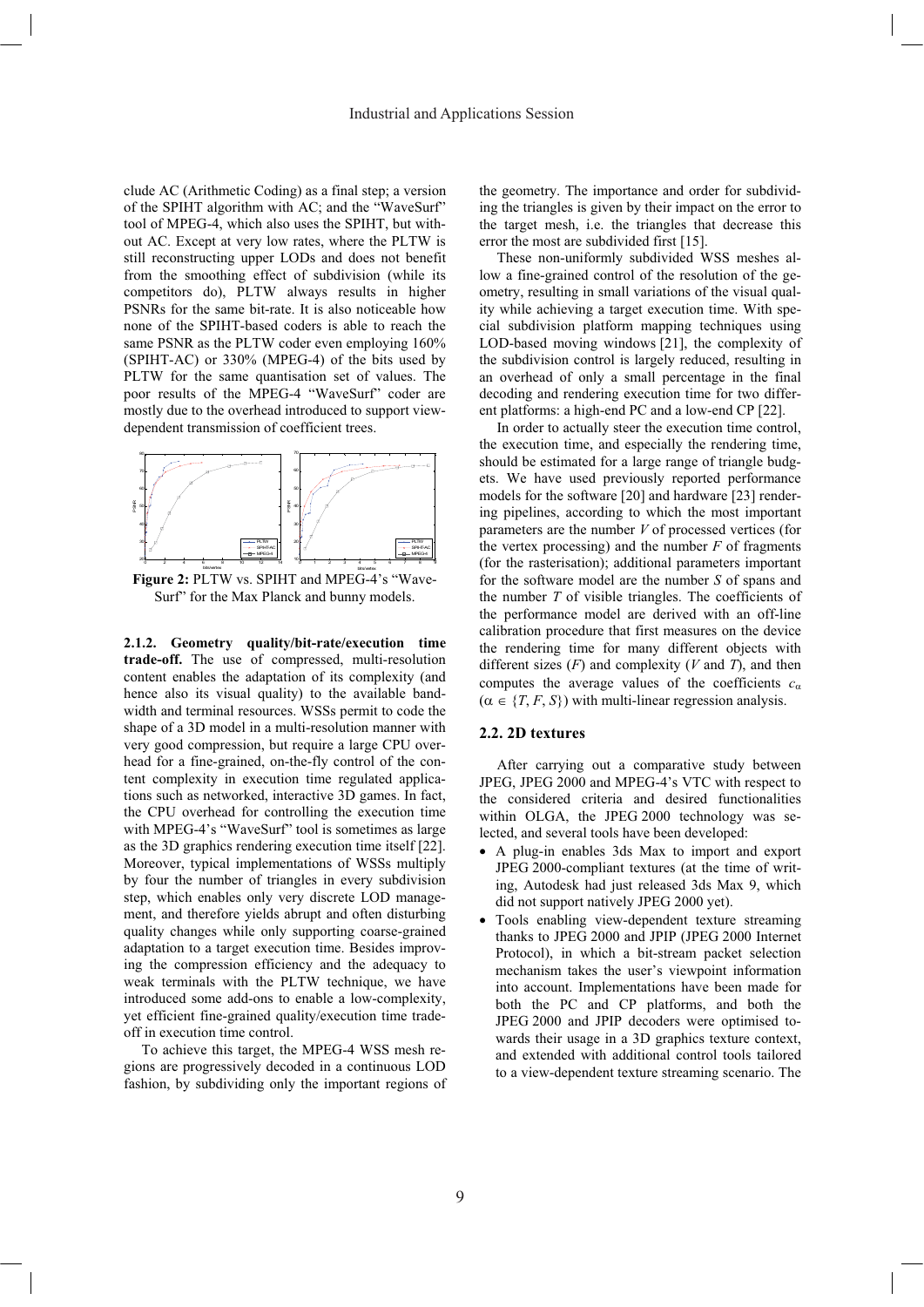clude AC (Arithmetic Coding) as a final step; a version of the SPIHT algorithm with AC; and the "WaveSurf" tool of MPEG-4, which also uses the SPIHT, but without AC. Except at very low rates, where the PLTW is still reconstructing upper LODs and does not benefit from the smoothing effect of subdivision (while its competitors do), PLTW always results in higher PSNRs for the same bit-rate. It is also noticeable how none of the SPIHT-based coders is able to reach the same PSNR as the PLTW coder even employing 160% (SPIHT-AC) or 330% (MPEG-4) of the bits used by PLTW for the same quantisation set of values. The poor results of the MPEG-4 "WaveSurf" coder are mostly due to the overhead introduced to support view-dependent transmission of coefficient trees.

**Figure 2:** PLTW vs. SPIHT and MPEG-4's "WaveSurf" for the Max Planck and bunny models.

**2.1.2. Geometry quality/bit-rate/execution time trade-off.** The use of compressed, multi-resolution content enables the adaptation of its complexity (and hence also its visual quality) to the available bandwidth and terminal resources. WSSs permit to code the shape of a 3D model in a multi-resolution manner with very good compression, but require a large CPU overhead for a fine-grained, on-the-fly control of the content complexity in execution time regulated applications such as networked, interactive 3D games. In fact, the CPU overhead for controlling the execution time with MPEG-4's "WaveSurf" tool is sometimes as large as the 3D graphics rendering execution time itself [22]. Moreover, typical implementations of WSSs multiply by four the number of triangles in every subdivision step, which enables only very discrete LOD management, and therefore yields abrupt and often disturbing quality changes while only supporting coarse-grained adaptation to a target execution time. Besides improving the compression efficiency and the adequacy to weak terminals with the PLTW technique, we have introduced some add-ons to enable a low-complexity, yet efficient fine-grained quality/execution time trade-off in execution time control.

To achieve this target, the MPEG-4 WSS mesh regions are progressively decoded in a continuous LOD fashion, by subdividing only the important regions of the geometry. The importance and order for subdividing the triangles is given by their impact on the error to the target mesh, i.e. the triangles that decrease this error the most are subdivided first [15].

These non-uniformly subdivided WSS meshes allow a fine-grained control of the resolution of the geometry, resulting in small variations of the visual quality while achieving a target execution time. With special subdivision platform mapping techniques using LOD-based moving windows [21], the complexity of the subdivision control is largely reduced, resulting in an overhead of only a small percentage in the final decoding and rendering execution time for two different platforms: a high-end PC and a low-end CP [22].

In order to actually steer the execution time control, the execution time, and especially the rendering time, should be estimated for a large range of triangle budgets. We have used previously reported performance models for the software [20] and hardware [23] rendering pipelines, according to which the most important parameters are the number $V$ of processed vertices (for the vertex processing) and the number $F$ of fragments (for the rasterisation); additional parameters important for the software model are the number $S$ of spans and the number $T$ of visible triangles. The coefficients of the performance model are derived with an off-line calibration procedure that first measures on the device the rendering time for many different objects with different sizes ($F$) and complexity ($V$ and $T$), and then computes the average values of the coefficients $c_\alpha$ ($\alpha \in \{T, F, S\}$) with multi-linear regression analysis.

### 2.2. 2D textures

After carrying out a comparative study between JPEG, JPEG 2000 and MPEG-4's VTC with respect to the considered criteria and desired functionalities within OLGA, the JPEG 2000 technology was selected, and several tools have been developed:

- A plug-in enables 3ds Max to import and export JPEG 2000-compliant textures (at the time of writing, Autodesk had just released 3ds Max 9, which did not support natively JPEG 2000 yet).
- Tools enabling view-dependent texture streaming thanks to JPEG 2000 and JPIP (JPEG 2000 Internet Protocol), in which a bit-stream packet selection mechanism takes the user's viewpoint information into account. Implementations have been made for both the PC and CP platforms, and both the JPEG 2000 and JPIP decoders were optimised towards their usage in a 3D graphics texture context, and extended with additional control tools tailored to a view-dependent texture streaming scenario. The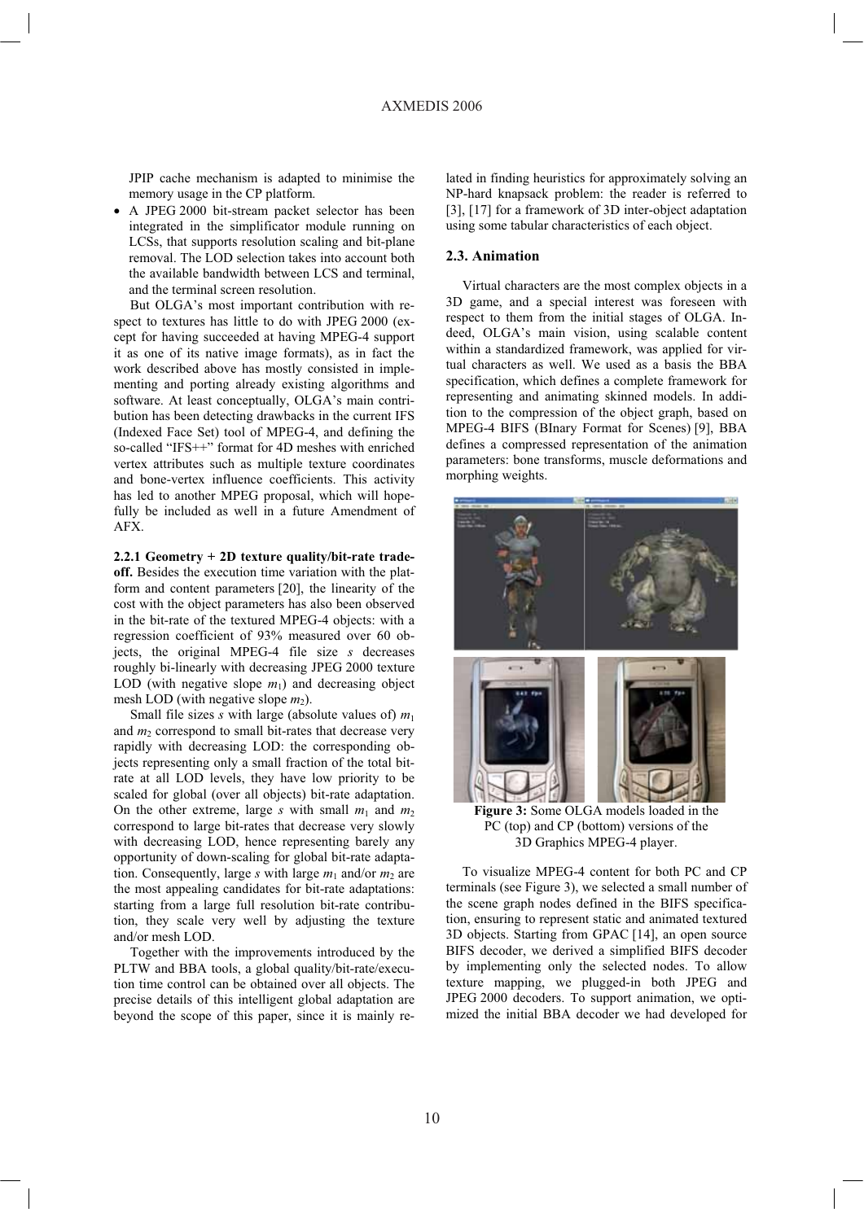JPIP cache mechanism is adapted to minimise the memory usage in the CP platform.

- A JPEG 2000 bit-stream packet selector has been integrated in the simplificator module running on LCSs, that supports resolution scaling and bit-plane removal. The LOD selection takes into account both the available bandwidth between LCS and terminal, and the terminal screen resolution.

But OLGA's most important contribution with respect to textures has little to do with JPEG 2000 (except for having succeeded at having MPEG-4 support it as one of its native image formats), as in fact the work described above has mostly consisted in implementing and porting already existing algorithms and software. At least conceptually, OLGA's main contribution has been detecting drawbacks in the current IFS (Indexed Face Set) tool of MPEG-4, and defining the so-called "IFS++" format for 4D meshes with enriched vertex attributes such as multiple texture coordinates and bone-vertex influence coefficients. This activity has led to another MPEG proposal, which will hopefully be included as well in a future Amendment of AFX.

**2.2.1 Geometry + 2D texture quality/bit-rate trade-off.** Besides the execution time variation with the platform and content parameters [20], the linearity of the cost with the object parameters has also been observed in the bit-rate of the textured MPEG-4 objects: with a regression coefficient of 93% measured over 60 objects, the original MPEG-4 file size $s$ decreases roughly bi-linearly with decreasing JPEG 2000 texture LOD (with negative slope $m_1$) and decreasing object mesh LOD (with negative slope $m_2$).

Small file sizes $s$ with large (absolute values of) $m_1$ and $m_2$ correspond to small bit-rates that decrease very rapidly with decreasing LOD: the corresponding objects representing only a small fraction of the total bit-rate at all LOD levels, they have low priority to be scaled for global (over all objects) bit-rate adaptation. On the other extreme, large $s$ with small $m_1$ and $m_2$ correspond to large bit-rates that decrease very slowly with decreasing LOD, hence representing barely any opportunity of down-scaling for global bit-rate adaptation. Consequently, large $s$ with large $m_1$ and/or $m_2$ are the most appealing candidates for bit-rate adaptations: starting from a large full resolution bit-rate contribution, they scale very well by adjusting the texture and/or mesh LOD.

Together with the improvements introduced by the PLTW and BBA tools, a global quality/bit-rate/execution time control can be obtained over all objects. The precise details of this intelligent global adaptation are beyond the scope of this paper, since it is mainly related in finding heuristics for approximately solving an NP-hard knapsack problem: the reader is referred to [3], [17] for a framework of 3D inter-object adaptation using some tabular characteristics of each object.

### 2.3. Animation

Virtual characters are the most complex objects in a 3D game, and a special interest was foreseen with respect to them from the initial stages of OLGA. Indeed, OLGA's main vision, using scalable content within a standardized framework, was applied for virtual characters as well. We used as a basis the BBA specification, which defines a complete framework for representing and animating skinned models. In addition to the compression of the object graph, based on MPEG-4 BIFS (BInary Format for Scenes) [9], BBA defines a compressed representation of the animation parameters: bone transforms, muscle deformations and morphing weights.

**Figure 3:** Some OLGA models loaded in the PC (top) and CP (bottom) versions of the 3D Graphics MPEG-4 player.

To visualize MPEG-4 content for both PC and CP terminals (see Figure 3), we selected a small number of the scene graph nodes defined in the BIFS specification, ensuring to represent static and animated textured 3D objects. Starting from GPAC [14], an open source BIFS decoder, we derived a simplified BIFS decoder by implementing only the selected nodes. To allow texture mapping, we plugged-in both JPEG and JPEG 2000 decoders. To support animation, we optimized the initial BBA decoder we had developed for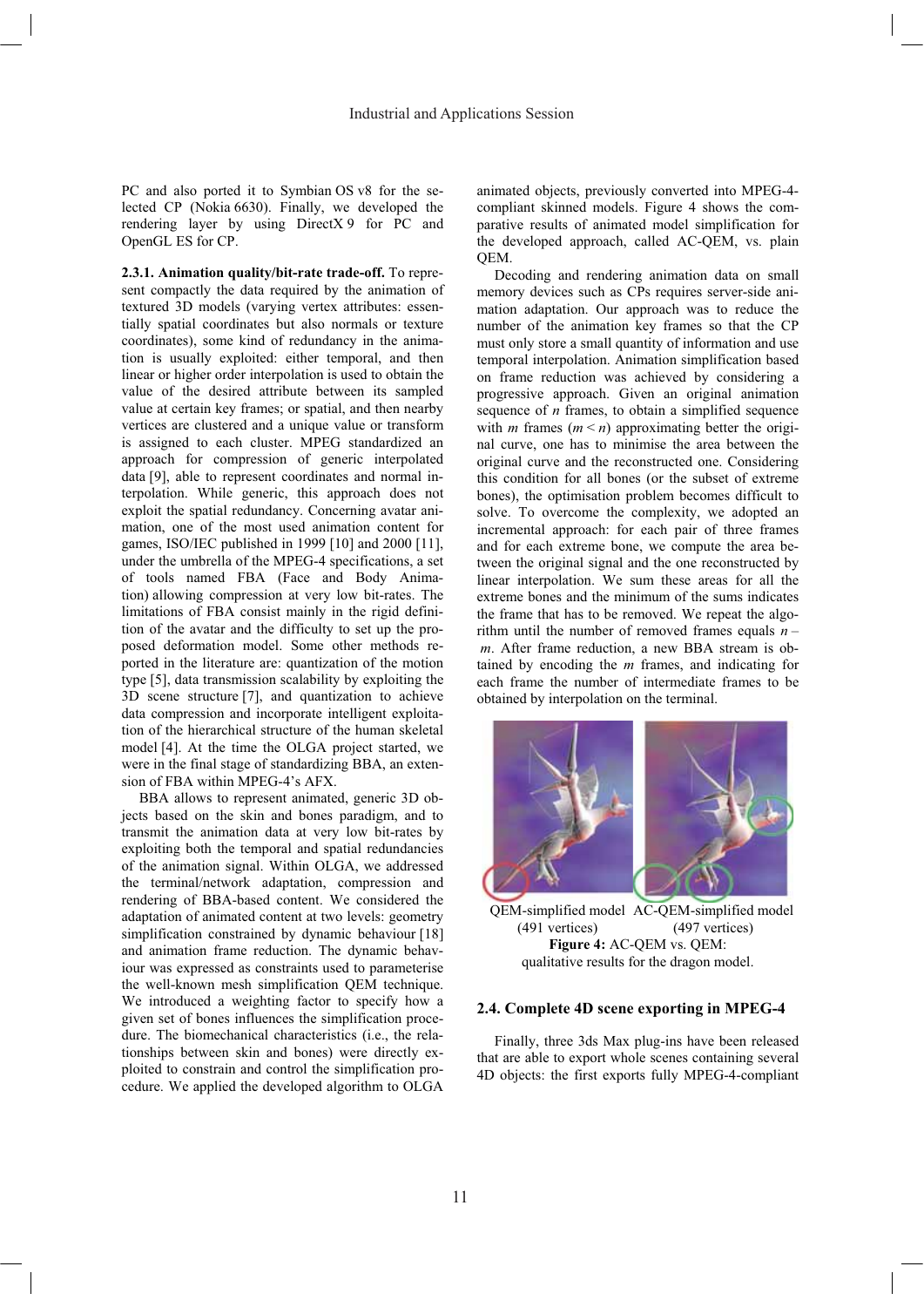PC and also ported it to Symbian OS v8 for the selected CP (Nokia 6630). Finally, we developed the rendering layer by using DirectX 9 for PC and OpenGL ES for CP.

**2.3.1. Animation quality/bit-rate trade-off.** To represent compactly the data required by the animation of textured 3D models (varying vertex attributes: essentially spatial coordinates but also normals or texture coordinates), some kind of redundancy in the animation is usually exploited: either temporal, and then linear or higher order interpolation is used to obtain the value of the desired attribute between its sampled value at certain key frames; or spatial, and then nearby vertices are clustered and a unique value or transform is assigned to each cluster. MPEG standardized an approach for compression of generic interpolated data [9], able to represent coordinates and normal interpolation. While generic, this approach does not exploit the spatial redundancy. Concerning avatar animation, one of the most used animation content for games, ISO/IEC published in 1999 [10] and 2000 [11], under the umbrella of the MPEG-4 specifications, a set of tools named FBA (Face and Body Animation) allowing compression at very low bit-rates. The limitations of FBA consist mainly in the rigid definition of the avatar and the difficulty to set up the proposed deformation model. Some other methods reported in the literature are: quantization of the motion type [5], data transmission scalability by exploiting the 3D scene structure [7], and quantization to achieve data compression and incorporate intelligent exploitation of the hierarchical structure of the human skeletal model [4]. At the time the OLGA project started, we were in the final stage of standardizing BBA, an extension of FBA within MPEG-4's AFX.

BBA allows to represent animated, generic 3D objects based on the skin and bones paradigm, and to transmit the animation data at very low bit-rates by exploiting both the temporal and spatial redundancies of the animation signal. Within OLGA, we addressed the terminal/network adaptation, compression and rendering of BBA-based content. We considered the adaptation of animated content at two levels: geometry simplification constrained by dynamic behaviour [18] and animation frame reduction. The dynamic behaviour was expressed as constraints used to parameterise the well-known mesh simplification QEM technique. We introduced a weighting factor to specify how a given set of bones influences the simplification procedure. The biomechanical characteristics (i.e., the relationships between skin and bones) were directly exploited to constrain and control the simplification procedure. We applied the developed algorithm to OLGA animated objects, previously converted into MPEG-4-compliant skinned models. Figure 4 shows the comparative results of animated model simplification for the developed approach, called AC-QEM, vs. plain QEM.

Decoding and rendering animation data on small memory devices such as CPs requires server-side animation adaptation. Our approach was to reduce the number of the animation key frames so that the CP must only store a small quantity of information and use temporal interpolation. Animation simplification based on frame reduction was achieved by considering a progressive approach. Given an original animation sequence of $n$ frames, to obtain a simplified sequence with $m$ frames ($m < n$) approximating better the original curve, one has to minimise the area between the original curve and the reconstructed one. Considering this condition for all bones (or the subset of extreme bones), the optimisation problem becomes difficult to solve. To overcome the complexity, we adopted an incremental approach: for each pair of three frames and for each extreme bone, we compute the area between the original signal and the one reconstructed by linear interpolation. We sum these areas for all the extreme bones and the minimum of the sums indicates the frame that has to be removed. We repeat the algorithm until the number of removed frames equals $n - m$. After frame reduction, a new BBA stream is obtained by encoding the $m$ frames, and indicating for each frame the number of intermediate frames to be obtained by interpolation on the terminal.

QEM-simplified model (491 vertices) AC-QEM-simplified model (497 vertices)

**Figure 4:** AC-QEM vs. QEM: qualitative results for the dragon model.

## 2.4. Complete 4D scene exporting in MPEG-4

Finally, three 3ds Max plug-ins have been released that are able to export whole scenes containing several 4D objects: the first exports fully MPEG-4-compliant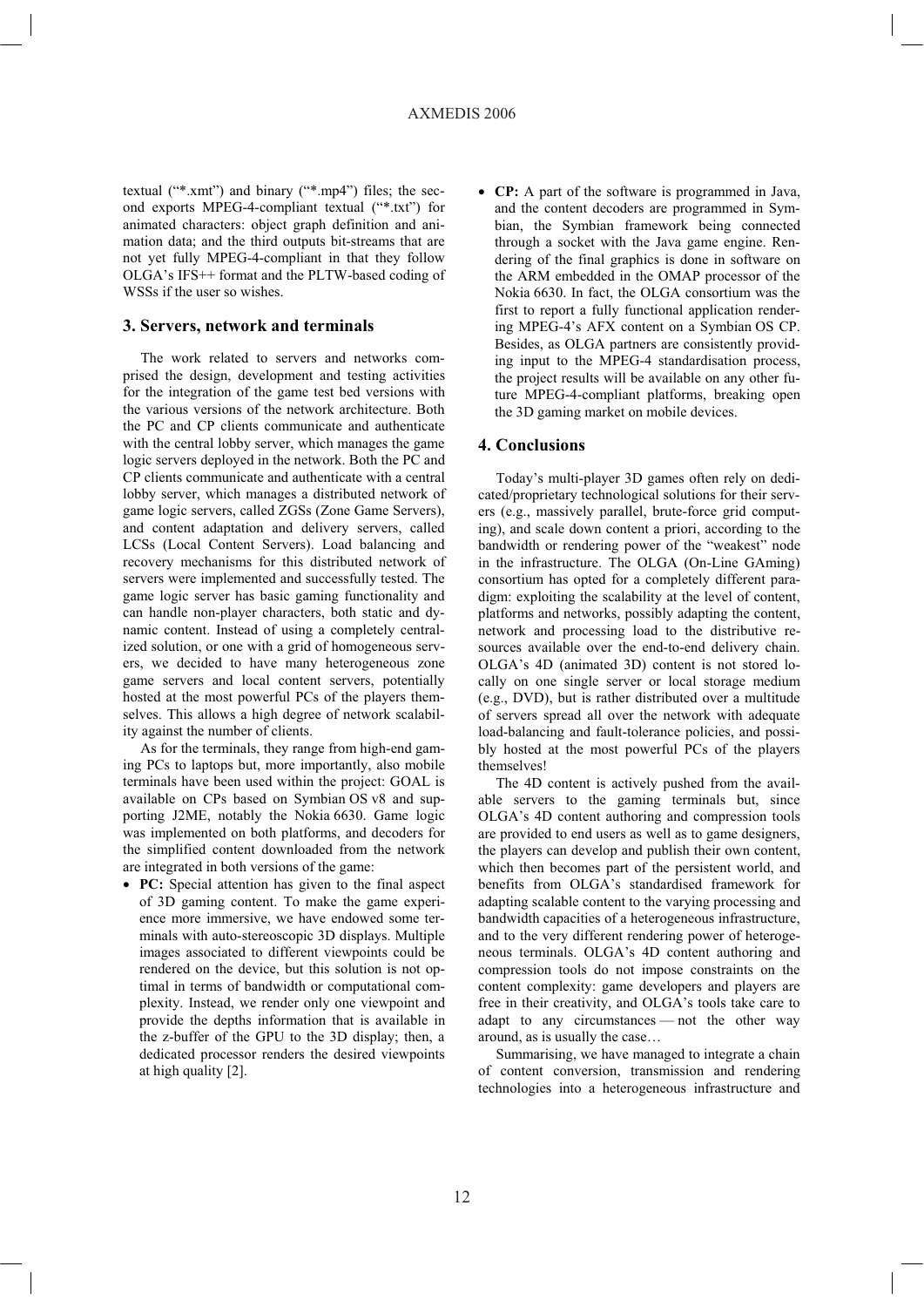textual ("*.xmt") and binary ("*.mp4") files; the second exports MPEG-4-compliant textual ("*.txt") for animated characters: object graph definition and animation data; and the third outputs bit-streams that are not yet fully MPEG-4-compliant in that they follow OLGA's IFS++ format and the PLTW-based coding of WSSs if the user so wishes.

## 3. Servers, network and terminals

The work related to servers and networks comprised the design, development and testing activities for the integration of the game test bed versions with the various versions of the network architecture. Both the PC and CP clients communicate and authenticate with the central lobby server, which manages the game logic servers deployed in the network. Both the PC and CP clients communicate and authenticate with a central lobby server, which manages a distributed network of game logic servers, called ZGSs (Zone Game Servers), and content adaptation and delivery servers, called LCSs (Local Content Servers). Load balancing and recovery mechanisms for this distributed network of servers were implemented and successfully tested. The game logic server has basic gaming functionality and can handle non-player characters, both static and dynamic content. Instead of using a completely centralized solution, or one with a grid of homogeneous servers, we decided to have many heterogeneous zone game servers and local content servers, potentially hosted at the most powerful PCs of the players themselves. This allows a high degree of network scalability against the number of clients.

As for the terminals, they range from high-end gaming PCs to laptops but, more importantly, also mobile terminals have been used within the project: GOAL is available on CPs based on Symbian OS v8 and supporting J2ME, notably the Nokia 6630. Game logic was implemented on both platforms, and decoders for the simplified content downloaded from the network are integrated in both versions of the game:

- **PC:** Special attention has given to the final aspect of 3D gaming content. To make the game experience more immersive, we have endowed some terminals with auto-stereoscopic 3D displays. Multiple images associated to different viewpoints could be rendered on the device, but this solution is not optimal in terms of bandwidth or computational complexity. Instead, we render only one viewpoint and provide the depths information that is available in the z-buffer of the GPU to the 3D display; then, a dedicated processor renders the desired viewpoints at high quality [2].
- **CP:** A part of the software is programmed in Java, and the content decoders are programmed in Symbian, the Symbian framework being connected through a socket with the Java game engine. Rendering of the final graphics is done in software on the ARM embedded in the OMAP processor of the Nokia 6630. In fact, the OLGA consortium was the first to report a fully functional application rendering MPEG-4's AFX content on a Symbian OS CP. Besides, as OLGA partners are consistently providing input to the MPEG-4 standardisation process, the project results will be available on any other future MPEG-4-compliant platforms, breaking open the 3D gaming market on mobile devices.

## 4. Conclusions

Today's multi-player 3D games often rely on dedicated/proprietary technological solutions for their servers (e.g., massively parallel, brute-force grid computing), and scale down content a priori, according to the bandwidth or rendering power of the "weakest" node in the infrastructure. The OLGA (On-Line GAming) consortium has opted for a completely different paradigm: exploiting the scalability at the level of content, platforms and networks, possibly adapting the content, network and processing load to the distributive resources available over the end-to-end delivery chain. OLGA's 4D (animated 3D) content is not stored locally on one single server or local storage medium (e.g., DVD), but is rather distributed over a multitude of servers spread all over the network with adequate load-balancing and fault-tolerance policies, and possibly hosted at the most powerful PCs of the players themselves!

The 4D content is actively pushed from the available servers to the gaming terminals but, since OLGA's 4D content authoring and compression tools are provided to end users as well as to game designers, the players can develop and publish their own content, which then becomes part of the persistent world, and benefits from OLGA's standardised framework for adapting scalable content to the varying processing and bandwidth capacities of a heterogeneous infrastructure, and to the very different rendering power of heterogeneous terminals. OLGA's 4D content authoring and compression tools do not impose constraints on the content complexity: game developers and players are free in their creativity, and OLGA's tools take care to adapt to any circumstances — not the other way around, as is usually the case…

Summarising, we have managed to integrate a chain of content conversion, transmission and rendering technologies into a heterogeneous infrastructure and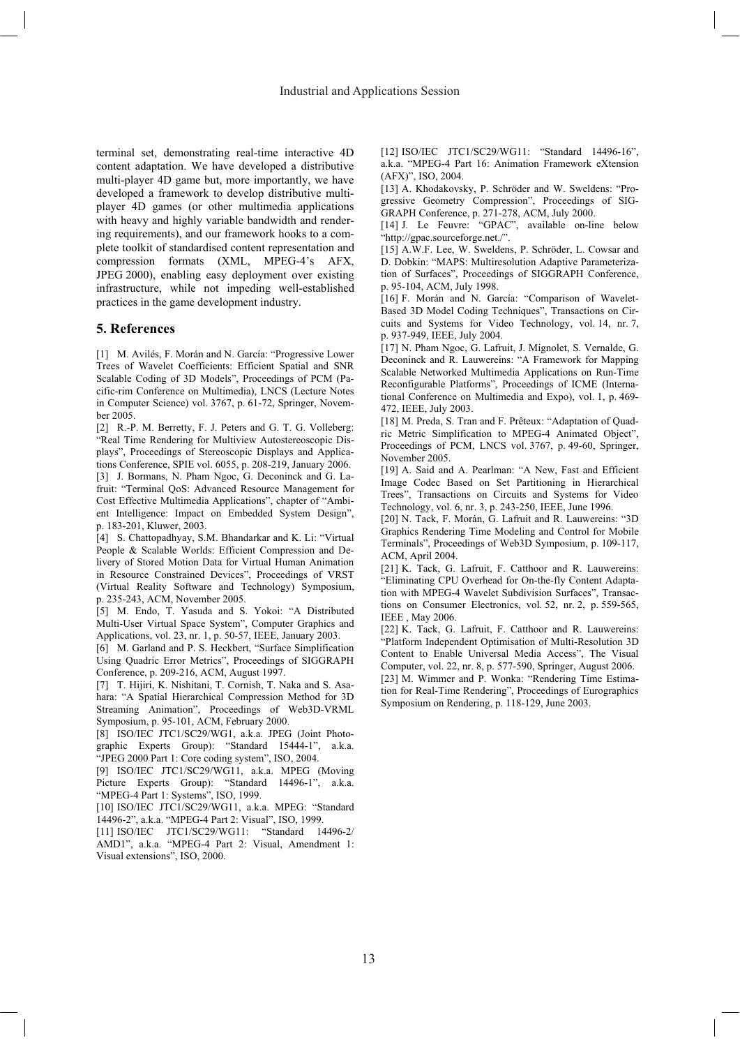terminal set, demonstrating real-time interactive 4D content adaptation. We have developed a distributive multi-player 4D game but, more importantly, we have developed a framework to develop distributive multi-player 4D games (or other multimedia applications with heavy and highly variable bandwidth and rendering requirements), and our framework hooks to a complete toolkit of standardised content representation and compression formats (XML, MPEG-4's AFX, JPEG 2000), enabling easy deployment over existing infrastructure, while not impeding well-established practices in the game development industry.

## 5. References

[1] M. Avilés, F. Morán and N. García: "Progressive Lower Trees of Wavelet Coefficients: Efficient Spatial and SNR Scalable Coding of 3D Models", Proceedings of PCM (Pacific-rim Conference on Multimedia), LNCS (Lecture Notes in Computer Science) vol. 3767, p. 61-72, Springer, November 2005.

[2] R.-P. M. Berretty, F. J. Peters and G. T. G. Volleberg: "Real Time Rendering for Multiview Autostereoscopic Displays", Proceedings of Stereoscopic Displays and Applications Conference, SPIE vol. 6055, p. 208-219, January 2006.

[3] J. Bormans, N. Pham Ngoc, G. Deconinck and G. Lafruit: "Terminal QoS: Advanced Resource Management for Cost Effective Multimedia Applications", chapter of "Ambient Intelligence: Impact on Embedded System Design", p. 183-201, Kluwer, 2003.

[4] S. Chattopadhyay, S.M. Bhandarkar and K. Li: "Virtual People & Scalable Worlds: Efficient Compression and Delivery of Stored Motion Data for Virtual Human Animation in Resource Constrained Devices", Proceedings of VRST (Virtual Reality Software and Technology) Symposium, p. 235-243, ACM, November 2005.

[5] M. Endo, T. Yasuda and S. Yokoi: "A Distributed Multi-User Virtual Space System", Computer Graphics and Applications, vol. 23, nr. 1, p. 50-57, IEEE, January 2003.

[6] M. Garland and P. S. Heckbert, "Surface Simplification Using Quadric Error Metrics", Proceedings of SIGGRAPH Conference, p. 209-216, ACM, August 1997.

[7] T. Hijiri, K. Nishitani, T. Cornish, T. Naka and S. Asahara: "A Spatial Hierarchical Compression Method for 3D Streaming Animation", Proceedings of Web3D-VRML Symposium, p. 95-101, ACM, February 2000.

[8] ISO/IEC JTC1/SC29/WG1, a.k.a. JPEG (Joint Photographic Experts Group): "Standard 15444-1", a.k.a. "JPEG 2000 Part 1: Core coding system", ISO, 2004.

[9] ISO/IEC JTC1/SC29/WG11, a.k.a. MPEG (Moving Picture Experts Group): "Standard 14496-1", a.k.a. "MPEG-4 Part 1: Systems", ISO, 1999.

[10] ISO/IEC JTC1/SC29/WG11, a.k.a. MPEG: "Standard 14496-2", a.k.a. "MPEG-4 Part 2: Visual", ISO, 1999.

[11] ISO/IEC JTC1/SC29/WG11: "Standard 14496-2/AMD1", a.k.a. "MPEG-4 Part 2: Visual, Amendment 1: Visual extensions", ISO, 2000.

[12] ISO/IEC JTC1/SC29/WG11: "Standard 14496-16", a.k.a. "MPEG-4 Part 16: Animation Framework eXtension (AFX)", ISO, 2004.

[13] A. Khodakovsky, P. Schröder and W. Sweldens: "Progressive Geometry Compression", Proceedings of SIGGRAPH Conference, p. 271-278, ACM, July 2000.

[14] J. Le Feuvre: "GPAC", available on-line below "http://gpac.sourceforge.net./".

[15] A.W.F. Lee, W. Sweldens, P. Schröder, L. Cowsar and D. Dobkin: "MAPS: Multiresolution Adaptive Parameterization of Surfaces", Proceedings of SIGGRAPH Conference, p. 95-104, ACM, July 1998.

[16] F. Morán and N. García: "Comparison of Wavelet-Based 3D Model Coding Techniques", Transactions on Circuits and Systems for Video Technology, vol. 14, nr. 7, p. 937-949, IEEE, July 2004.

[17] N. Pham Ngoc, G. Lafruit, J. Mignolet, S. Vernalde, G. Deconinck and R. Lauwereins: "A Framework for Mapping Scalable Networked Multimedia Applications on Run-Time Reconfigurable Platforms", Proceedings of ICME (International Conference on Multimedia and Expo), vol. 1, p. 469-472, IEEE, July 2003.

[18] M. Preda, S. Tran and F. Prêteux: "Adaptation of Quadric Metric Simplification to MPEG-4 Animated Object", Proceedings of PCM, LNCS vol. 3767, p. 49-60, Springer, November 2005.

[19] A. Said and A. Pearlman: "A New, Fast and Efficient Image Codec Based on Set Partitioning in Hierarchical Trees", Transactions on Circuits and Systems for Video Technology, vol. 6, nr. 3, p. 243-250, IEEE, June 1996.

[20] N. Tack, F. Morán, G. Lafruit and R. Lauwereins: "3D Graphics Rendering Time Modeling and Control for Mobile Terminals", Proceedings of Web3D Symposium, p. 109-117, ACM, April 2004.

[21] K. Tack, G. Lafruit, F. Catthoor and R. Lauwereins: "Eliminating CPU Overhead for On-the-fly Content Adaptation with MPEG-4 Wavelet Subdivision Surfaces", Transactions on Consumer Electronics, vol. 52, nr. 2, p. 559-565, IEEE , May 2006.

[22] K. Tack, G. Lafruit, F. Catthoor and R. Lauwereins: "Platform Independent Optimisation of Multi-Resolution 3D Content to Enable Universal Media Access", The Visual Computer, vol. 22, nr. 8, p. 577-590, Springer, August 2006.

[23] M. Wimmer and P. Wonka: "Rendering Time Estimation for Real-Time Rendering", Proceedings of Eurographics Symposium on Rendering, p. 118-129, June 2003.